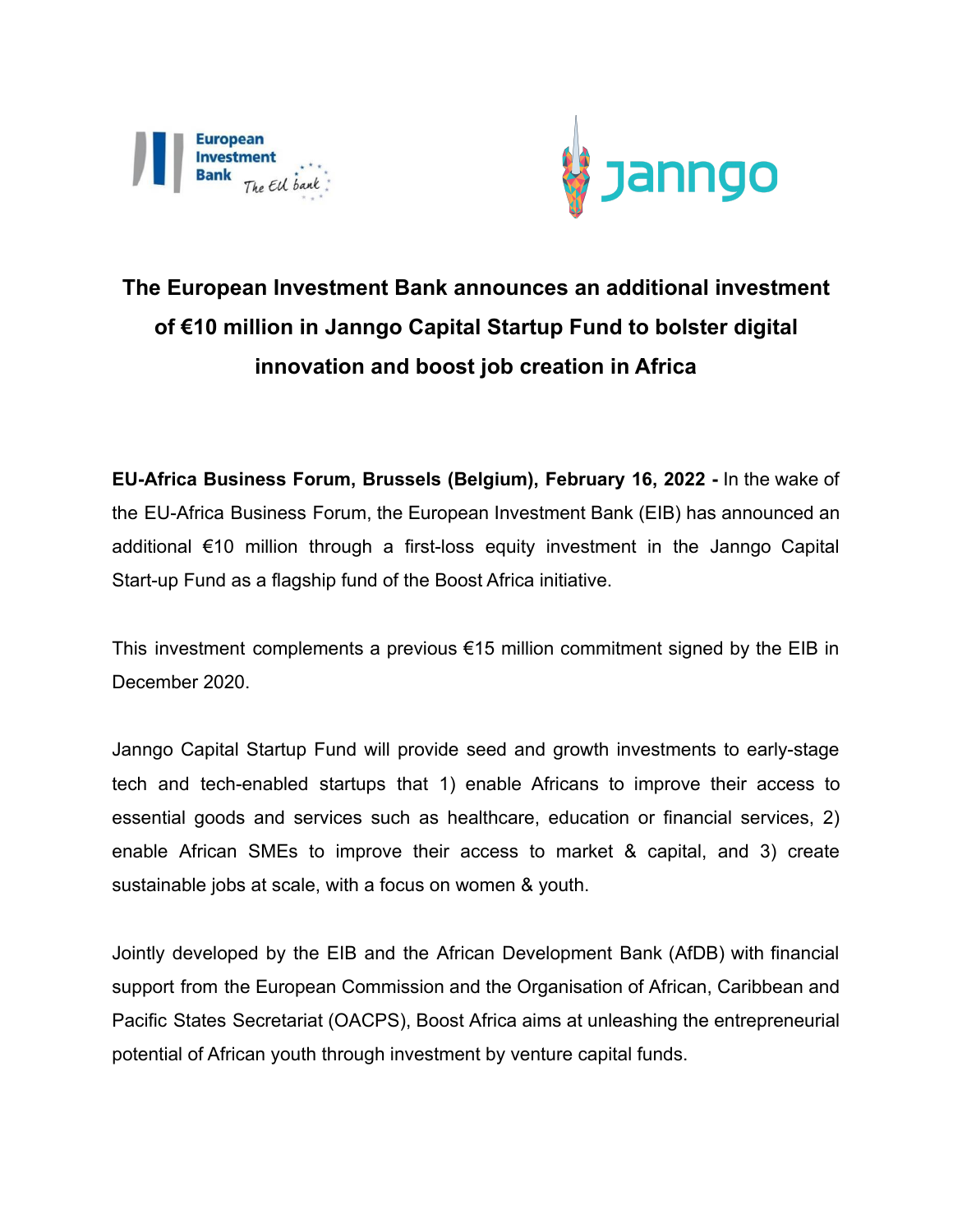# The European Investment Bank announces an additional investment of €10 million in Janngo Capital Startup Fund to bolster digital innovation and boost job creation in Africa

**EU-Africa Business Forum, Brussels (Belgium), February 16, 2022 -** In the wake of the EU-Africa Business Forum, the European Investment Bank (EIB) has announced an additional €10 million through a first-loss equity investment in the Janngo Capital Start-up Fund as a flagship fund of the Boost Africa initiative.

This investment complements a previous €15 million commitment signed by the EIB in December 2020.

Janngo Capital Startup Fund will provide seed and growth investments to early-stage tech and tech-enabled startups that 1) enable Africans to improve their access to essential goods and services such as healthcare, education or financial services, 2) enable African SMEs to improve their access to market & capital, and 3) create sustainable jobs at scale, with a focus on women & youth.

Jointly developed by the EIB and the African Development Bank (AfDB) with financial support from the European Commission and the Organisation of African, Caribbean and Pacific States Secretariat (OACPS), Boost Africa aims at unleashing the entrepreneurial potential of African youth through investment by venture capital funds.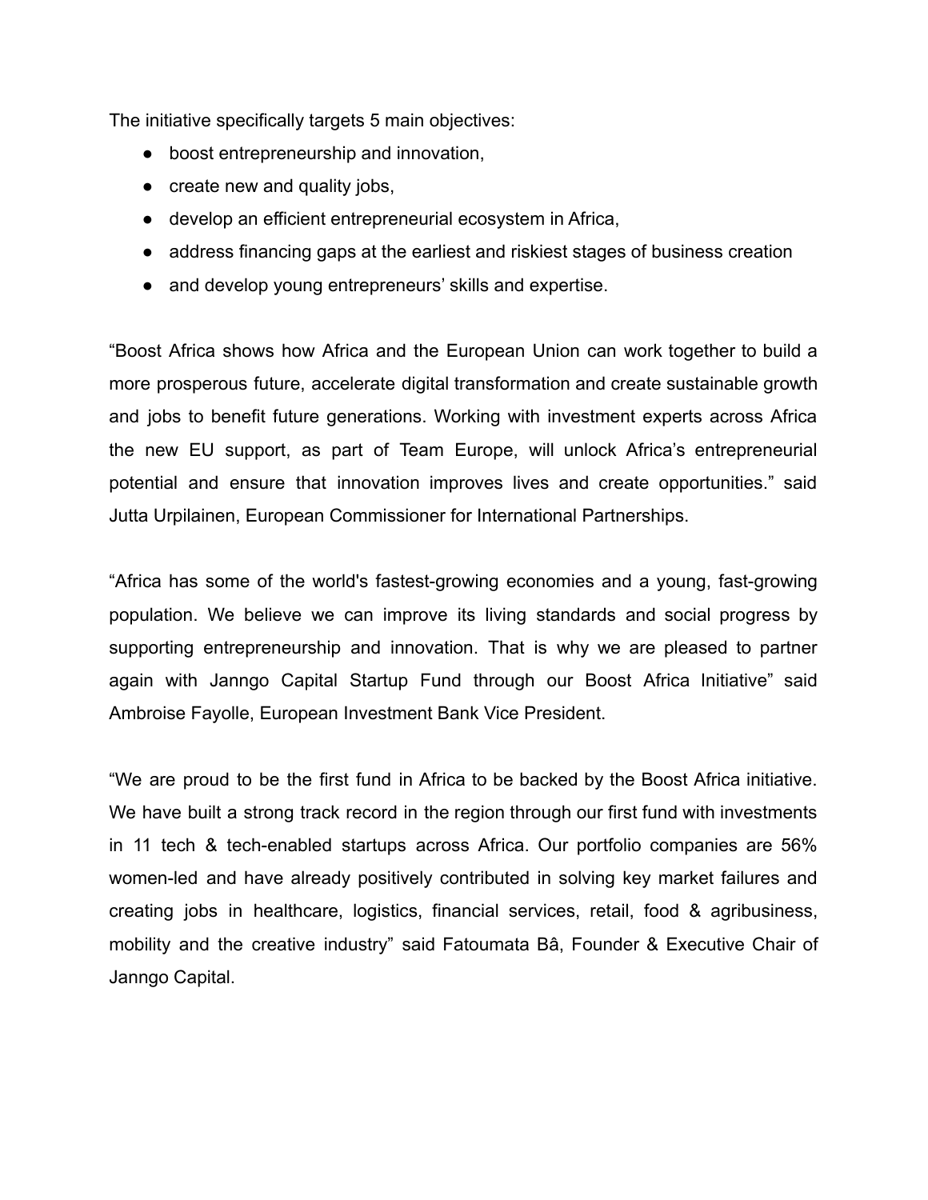The initiative specifically targets 5 main objectives:

- boost entrepreneurship and innovation,
- create new and quality jobs,
- develop an efficient entrepreneurial ecosystem in Africa,
- address financing gaps at the earliest and riskiest stages of business creation
- and develop young entrepreneurs' skills and expertise.

"Boost Africa shows how Africa and the European Union can work together to build a more prosperous future, accelerate digital transformation and create sustainable growth and jobs to benefit future generations. Working with investment experts across Africa the new EU support, as part of Team Europe, will unlock Africa's entrepreneurial potential and ensure that innovation improves lives and create opportunities." said Jutta Urpilainen, European Commissioner for International Partnerships.

"Africa has some of the world's fastest-growing economies and a young, fast-growing population. We believe we can improve its living standards and social progress by supporting entrepreneurship and innovation. That is why we are pleased to partner again with Janngo Capital Startup Fund through our Boost Africa Initiative" said Ambroise Fayolle, European Investment Bank Vice President.

"We are proud to be the first fund in Africa to be backed by the Boost Africa initiative. We have built a strong track record in the region through our first fund with investments in 11 tech & tech-enabled startups across Africa. Our portfolio companies are 56% women-led and have already positively contributed in solving key market failures and creating jobs in healthcare, logistics, financial services, retail, food & agribusiness, mobility and the creative industry" said Fatoumata Bâ, Founder & Executive Chair of Janngo Capital.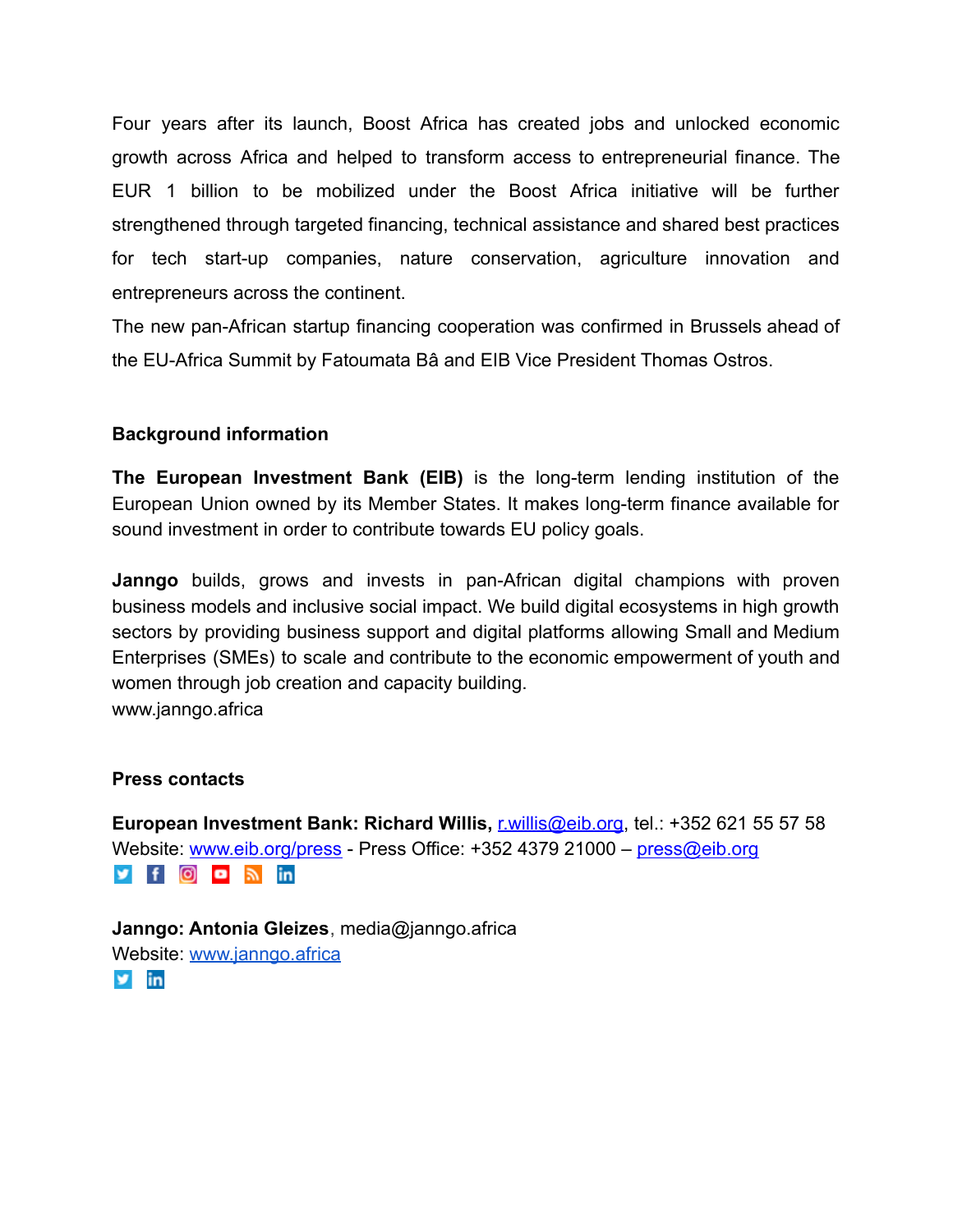Four years after its launch, Boost Africa has created jobs and unlocked economic growth across Africa and helped to transform access to entrepreneurial finance. The EUR 1 billion to be mobilized under the Boost Africa initiative will be further strengthened through targeted financing, technical assistance and shared best practices for tech start-up companies, nature conservation, agriculture innovation and entrepreneurs across the continent.

The new pan-African startup financing cooperation was confirmed in Brussels ahead of the EU-Africa Summit by Fatoumata Bâ and EIB Vice President Thomas Ostros.

## Background information

**The European Investment Bank (EIB)** is the long-term lending institution of the European Union owned by its Member States. It makes long-term finance available for sound investment in order to contribute towards EU policy goals.

**Janngo** builds, grows and invests in pan-African digital champions with proven business models and inclusive social impact. We build digital ecosystems in high growth sectors by providing business support and digital platforms allowing Small and Medium Enterprises (SMEs) to scale and contribute to the economic empowerment of youth and women through job creation and capacity building.
www.janngo.africa

## Press contacts

**European Investment Bank: Richard Willis,** r.willis@eib.org, tel.: +352 621 55 57 58
Website: www.eib.org/press - Press Office: +352 4379 21000 – press@eib.org

**Janngo: Antonia Gleizes**, media@janngo.africa
Website: www.janngo.africa